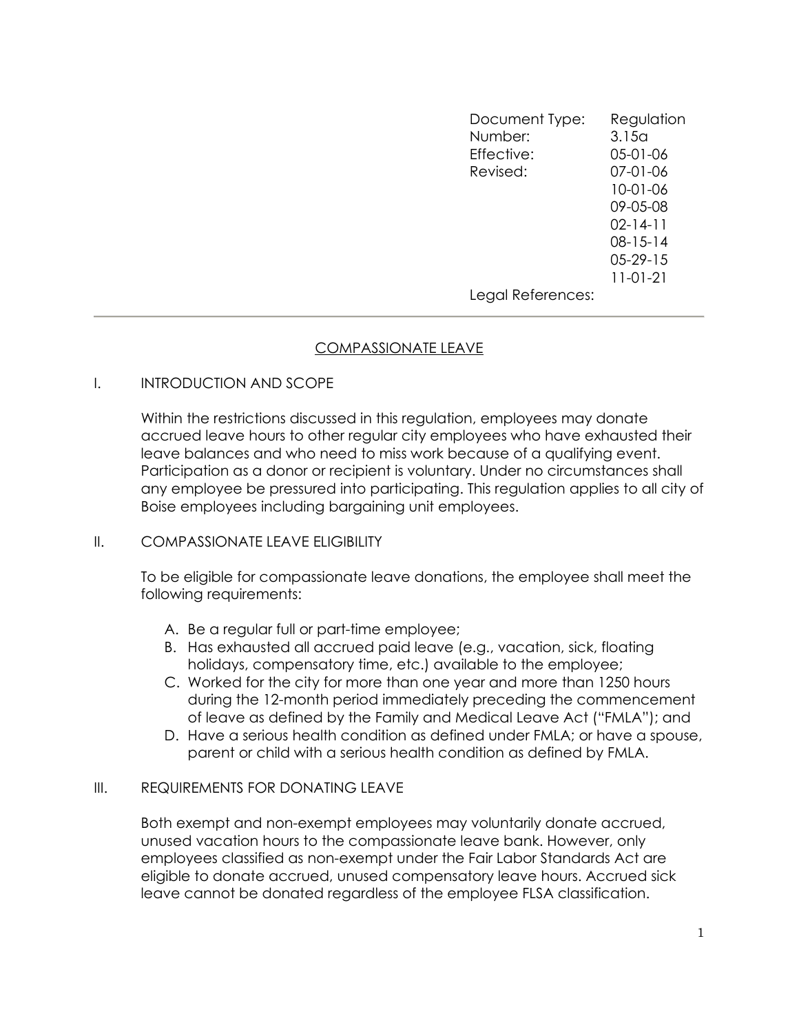| | |
|---|---|
| Document Type: | Regulation |
| Number: | 3.15a |
| Effective: | 05-01-06 |
| Revised: | 07-01-06 |
| | 10-01-06 |
| | 09-05-08 |
| | 02-14-11 |
| | 08-15-14 |
| | 05-29-15 |
| | 11-01-21 |
| Legal References: | |

---

# COMPASSIONATE LEAVE

## I. INTRODUCTION AND SCOPE

Within the restrictions discussed in this regulation, employees may donate accrued leave hours to other regular city employees who have exhausted their leave balances and who need to miss work because of a qualifying event. Participation as a donor or recipient is voluntary. Under no circumstances shall any employee be pressured into participating. This regulation applies to all city of Boise employees including bargaining unit employees.

## II. COMPASSIONATE LEAVE ELIGIBILITY

To be eligible for compassionate leave donations, the employee shall meet the following requirements:

A. Be a regular full or part-time employee;

B. Has exhausted all accrued paid leave (e.g., vacation, sick, floating holidays, compensatory time, etc.) available to the employee;

C. Worked for the city for more than one year and more than 1250 hours during the 12-month period immediately preceding the commencement of leave as defined by the Family and Medical Leave Act ("FMLA"); and

D. Have a serious health condition as defined under FMLA; or have a spouse, parent or child with a serious health condition as defined by FMLA.

## III. REQUIREMENTS FOR DONATING LEAVE

Both exempt and non-exempt employees may voluntarily donate accrued, unused vacation hours to the compassionate leave bank. However, only employees classified as non-exempt under the Fair Labor Standards Act are eligible to donate accrued, unused compensatory leave hours. Accrued sick leave cannot be donated regardless of the employee FLSA classification.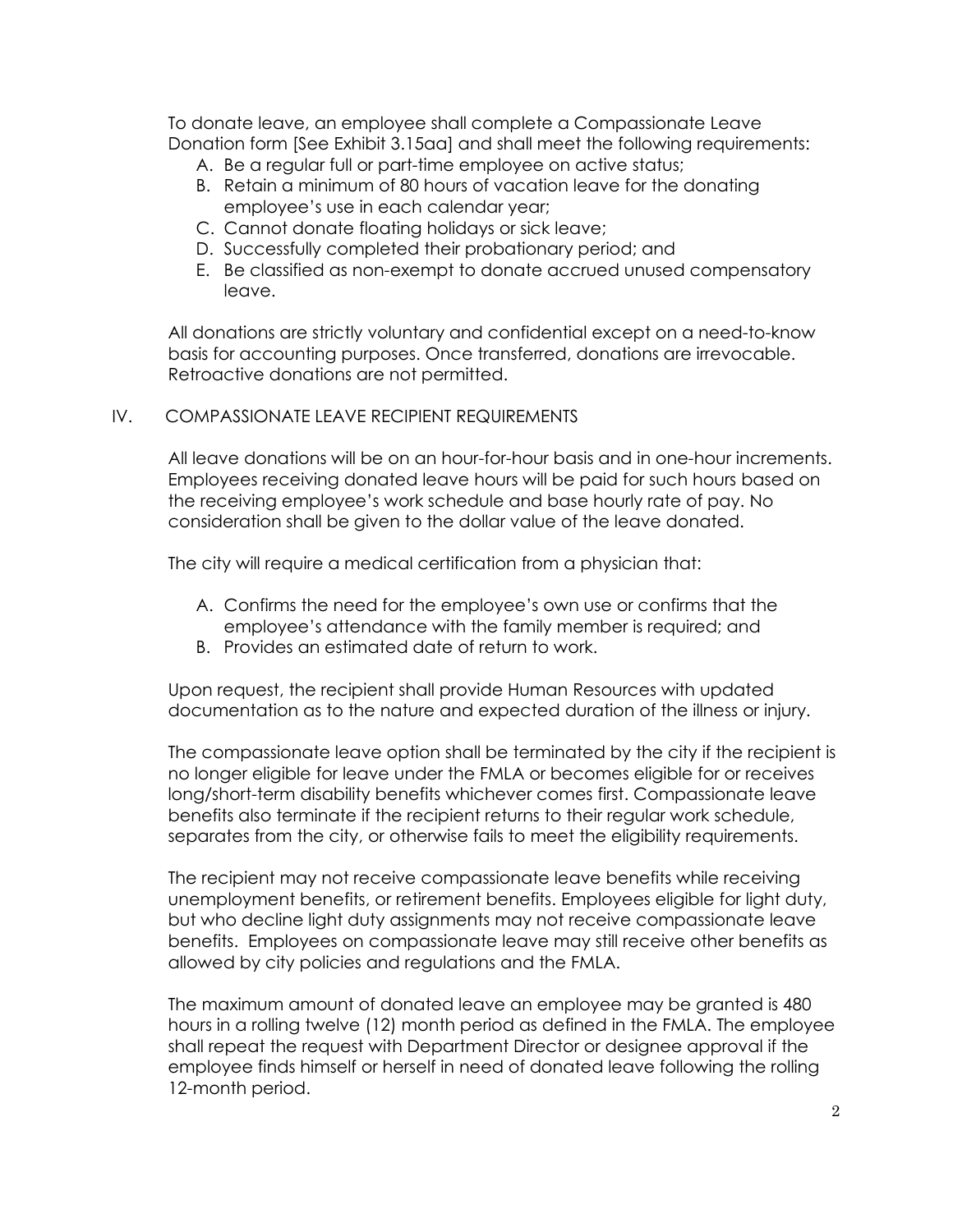To donate leave, an employee shall complete a Compassionate Leave Donation form [See Exhibit 3.15aa] and shall meet the following requirements:

A. Be a regular full or part-time employee on active status;
B. Retain a minimum of 80 hours of vacation leave for the donating employee's use in each calendar year;
C. Cannot donate floating holidays or sick leave;
D. Successfully completed their probationary period; and
E. Be classified as non-exempt to donate accrued unused compensatory leave.

All donations are strictly voluntary and confidential except on a need-to-know basis for accounting purposes. Once transferred, donations are irrevocable. Retroactive donations are not permitted.

## IV. COMPASSIONATE LEAVE RECIPIENT REQUIREMENTS

All leave donations will be on an hour-for-hour basis and in one-hour increments. Employees receiving donated leave hours will be paid for such hours based on the receiving employee's work schedule and base hourly rate of pay. No consideration shall be given to the dollar value of the leave donated.

The city will require a medical certification from a physician that:

A. Confirms the need for the employee's own use or confirms that the employee's attendance with the family member is required; and
B. Provides an estimated date of return to work.

Upon request, the recipient shall provide Human Resources with updated documentation as to the nature and expected duration of the illness or injury.

The compassionate leave option shall be terminated by the city if the recipient is no longer eligible for leave under the FMLA or becomes eligible for or receives long/short-term disability benefits whichever comes first. Compassionate leave benefits also terminate if the recipient returns to their regular work schedule, separates from the city, or otherwise fails to meet the eligibility requirements.

The recipient may not receive compassionate leave benefits while receiving unemployment benefits, or retirement benefits. Employees eligible for light duty, but who decline light duty assignments may not receive compassionate leave benefits. Employees on compassionate leave may still receive other benefits as allowed by city policies and regulations and the FMLA.

The maximum amount of donated leave an employee may be granted is 480 hours in a rolling twelve (12) month period as defined in the FMLA. The employee shall repeat the request with Department Director or designee approval if the employee finds himself or herself in need of donated leave following the rolling 12-month period.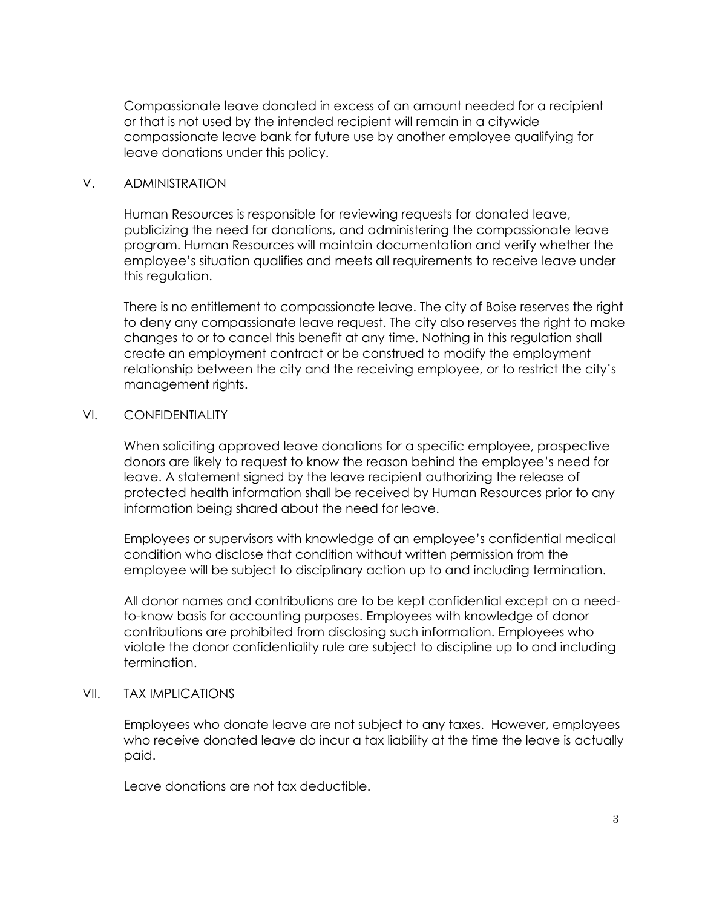Compassionate leave donated in excess of an amount needed for a recipient or that is not used by the intended recipient will remain in a citywide compassionate leave bank for future use by another employee qualifying for leave donations under this policy.

## V. ADMINISTRATION

Human Resources is responsible for reviewing requests for donated leave, publicizing the need for donations, and administering the compassionate leave program. Human Resources will maintain documentation and verify whether the employee's situation qualifies and meets all requirements to receive leave under this regulation.

There is no entitlement to compassionate leave. The city of Boise reserves the right to deny any compassionate leave request. The city also reserves the right to make changes to or to cancel this benefit at any time. Nothing in this regulation shall create an employment contract or be construed to modify the employment relationship between the city and the receiving employee, or to restrict the city's management rights.

## VI. CONFIDENTIALITY

When soliciting approved leave donations for a specific employee, prospective donors are likely to request to know the reason behind the employee's need for leave. A statement signed by the leave recipient authorizing the release of protected health information shall be received by Human Resources prior to any information being shared about the need for leave.

Employees or supervisors with knowledge of an employee's confidential medical condition who disclose that condition without written permission from the employee will be subject to disciplinary action up to and including termination.

All donor names and contributions are to be kept confidential except on a need-to-know basis for accounting purposes. Employees with knowledge of donor contributions are prohibited from disclosing such information. Employees who violate the donor confidentiality rule are subject to discipline up to and including termination.

## VII. TAX IMPLICATIONS

Employees who donate leave are not subject to any taxes. However, employees who receive donated leave do incur a tax liability at the time the leave is actually paid.

Leave donations are not tax deductible.